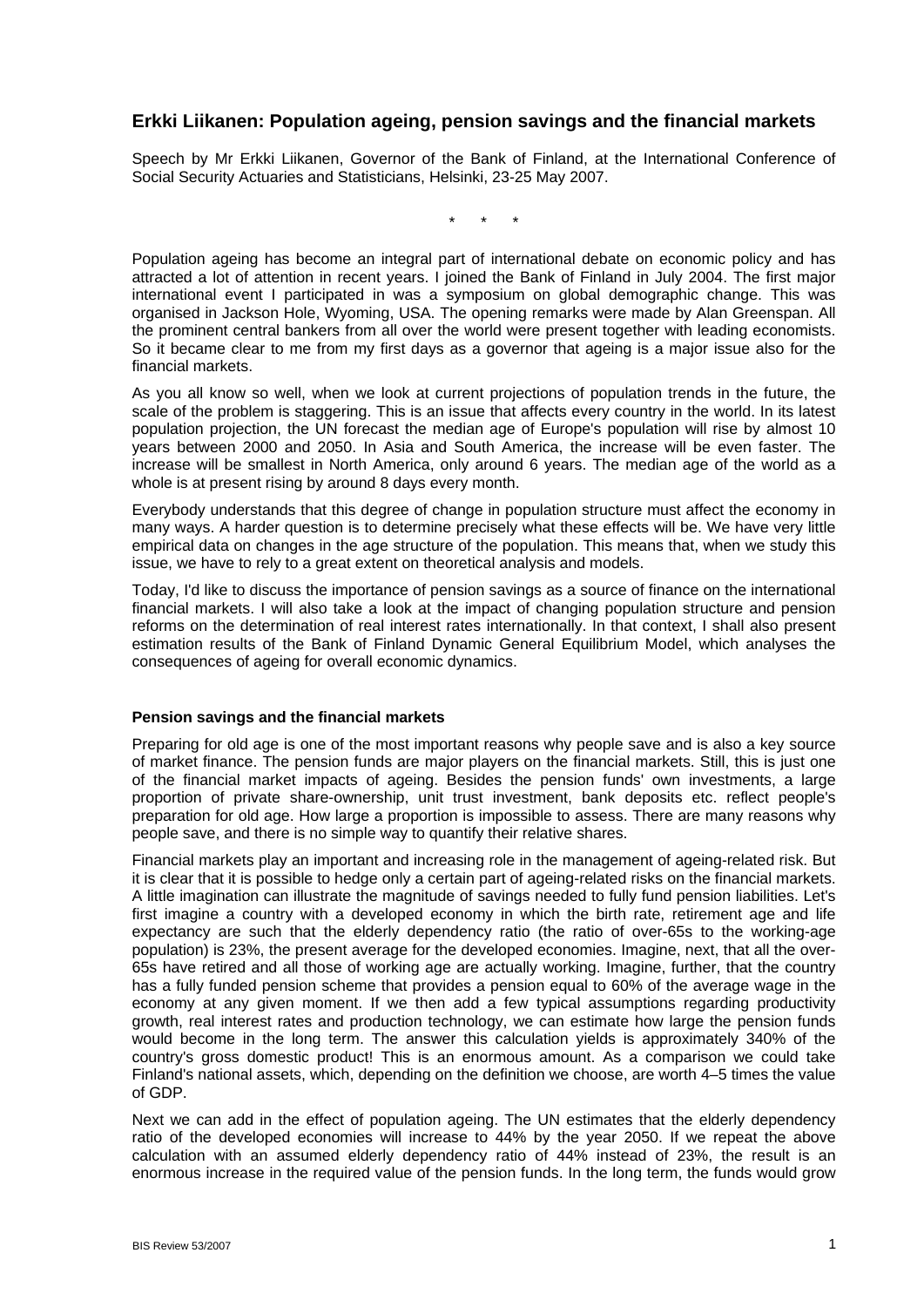# Erkki Liikanen: Population ageing, pension savings and the financial markets

Speech by Mr Erkki Liikanen, Governor of the Bank of Finland, at the International Conference of Social Security Actuaries and Statisticians, Helsinki, 23-25 May 2007.

\* \* \*

Population ageing has become an integral part of international debate on economic policy and has attracted a lot of attention in recent years. I joined the Bank of Finland in July 2004. The first major international event I participated in was a symposium on global demographic change. This was organised in Jackson Hole, Wyoming, USA. The opening remarks were made by Alan Greenspan. All the prominent central bankers from all over the world were present together with leading economists. So it became clear to me from my first days as a governor that ageing is a major issue also for the financial markets.

As you all know so well, when we look at current projections of population trends in the future, the scale of the problem is staggering. This is an issue that affects every country in the world. In its latest population projection, the UN forecast the median age of Europe's population will rise by almost 10 years between 2000 and 2050. In Asia and South America, the increase will be even faster. The increase will be smallest in North America, only around 6 years. The median age of the world as a whole is at present rising by around 8 days every month.

Everybody understands that this degree of change in population structure must affect the economy in many ways. A harder question is to determine precisely what these effects will be. We have very little empirical data on changes in the age structure of the population. This means that, when we study this issue, we have to rely to a great extent on theoretical analysis and models.

Today, I'd like to discuss the importance of pension savings as a source of finance on the international financial markets. I will also take a look at the impact of changing population structure and pension reforms on the determination of real interest rates internationally. In that context, I shall also present estimation results of the Bank of Finland Dynamic General Equilibrium Model, which analyses the consequences of ageing for overall economic dynamics.

### Pension savings and the financial markets

Preparing for old age is one of the most important reasons why people save and is also a key source of market finance. The pension funds are major players on the financial markets. Still, this is just one of the financial market impacts of ageing. Besides the pension funds' own investments, a large proportion of private share-ownership, unit trust investment, bank deposits etc. reflect people's preparation for old age. How large a proportion is impossible to assess. There are many reasons why people save, and there is no simple way to quantify their relative shares.

Financial markets play an important and increasing role in the management of ageing-related risk. But it is clear that it is possible to hedge only a certain part of ageing-related risks on the financial markets. A little imagination can illustrate the magnitude of savings needed to fully fund pension liabilities. Let's first imagine a country with a developed economy in which the birth rate, retirement age and life expectancy are such that the elderly dependency ratio (the ratio of over-65s to the working-age population) is 23%, the present average for the developed economies. Imagine, next, that all the over-65s have retired and all those of working age are actually working. Imagine, further, that the country has a fully funded pension scheme that provides a pension equal to 60% of the average wage in the economy at any given moment. If we then add a few typical assumptions regarding productivity growth, real interest rates and production technology, we can estimate how large the pension funds would become in the long term. The answer this calculation yields is approximately 340% of the country's gross domestic product! This is an enormous amount. As a comparison we could take Finland's national assets, which, depending on the definition we choose, are worth 4–5 times the value of GDP.

Next we can add in the effect of population ageing. The UN estimates that the elderly dependency ratio of the developed economies will increase to 44% by the year 2050. If we repeat the above calculation with an assumed elderly dependency ratio of 44% instead of 23%, the result is an enormous increase in the required value of the pension funds. In the long term, the funds would grow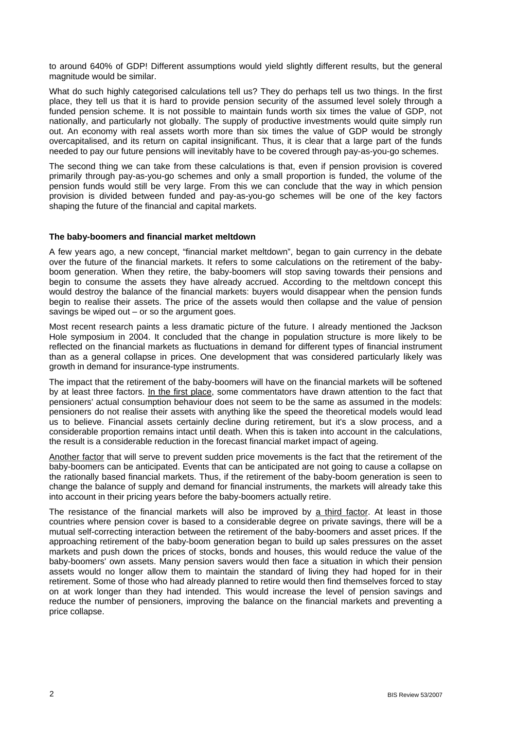to around 640% of GDP! Different assumptions would yield slightly different results, but the general magnitude would be similar.

What do such highly categorised calculations tell us? They do perhaps tell us two things. In the first place, they tell us that it is hard to provide pension security of the assumed level solely through a funded pension scheme. It is not possible to maintain funds worth six times the value of GDP, not nationally, and particularly not globally. The supply of productive investments would quite simply run out. An economy with real assets worth more than six times the value of GDP would be strongly overcapitalised, and its return on capital insignificant. Thus, it is clear that a large part of the funds needed to pay our future pensions will inevitably have to be covered through pay-as-you-go schemes.

The second thing we can take from these calculations is that, even if pension provision is covered primarily through pay-as-you-go schemes and only a small proportion is funded, the volume of the pension funds would still be very large. From this we can conclude that the way in which pension provision is divided between funded and pay-as-you-go schemes will be one of the key factors shaping the future of the financial and capital markets.

**The baby-boomers and financial market meltdown**

A few years ago, a new concept, "financial market meltdown", began to gain currency in the debate over the future of the financial markets. It refers to some calculations on the retirement of the baby-boom generation. When they retire, the baby-boomers will stop saving towards their pensions and begin to consume the assets they have already accrued. According to the meltdown concept this would destroy the balance of the financial markets: buyers would disappear when the pension funds begin to realise their assets. The price of the assets would then collapse and the value of pension savings be wiped out – or so the argument goes.

Most recent research paints a less dramatic picture of the future. I already mentioned the Jackson Hole symposium in 2004. It concluded that the change in population structure is more likely to be reflected on the financial markets as fluctuations in demand for different types of financial instrument than as a general collapse in prices. One development that was considered particularly likely was growth in demand for insurance-type instruments.

The impact that the retirement of the baby-boomers will have on the financial markets will be softened by at least three factors. <u>In the first place</u>, some commentators have drawn attention to the fact that pensioners' actual consumption behaviour does not seem to be the same as assumed in the models: pensioners do not realise their assets with anything like the speed the theoretical models would lead us to believe. Financial assets certainly decline during retirement, but it's a slow process, and a considerable proportion remains intact until death. When this is taken into account in the calculations, the result is a considerable reduction in the forecast financial market impact of ageing.

<u>Another factor</u> that will serve to prevent sudden price movements is the fact that the retirement of the baby-boomers can be anticipated. Events that can be anticipated are not going to cause a collapse on the rationally based financial markets. Thus, if the retirement of the baby-boom generation is seen to change the balance of supply and demand for financial instruments, the markets will already take this into account in their pricing years before the baby-boomers actually retire.

The resistance of the financial markets will also be improved by <u>a third factor</u>. At least in those countries where pension cover is based to a considerable degree on private savings, there will be a mutual self-correcting interaction between the retirement of the baby-boomers and asset prices. If the approaching retirement of the baby-boom generation began to build up sales pressures on the asset markets and push down the prices of stocks, bonds and houses, this would reduce the value of the baby-boomers' own assets. Many pension savers would then face a situation in which their pension assets would no longer allow them to maintain the standard of living they had hoped for in their retirement. Some of those who had already planned to retire would then find themselves forced to stay on at work longer than they had intended. This would increase the level of pension savings and reduce the number of pensioners, improving the balance on the financial markets and preventing a price collapse.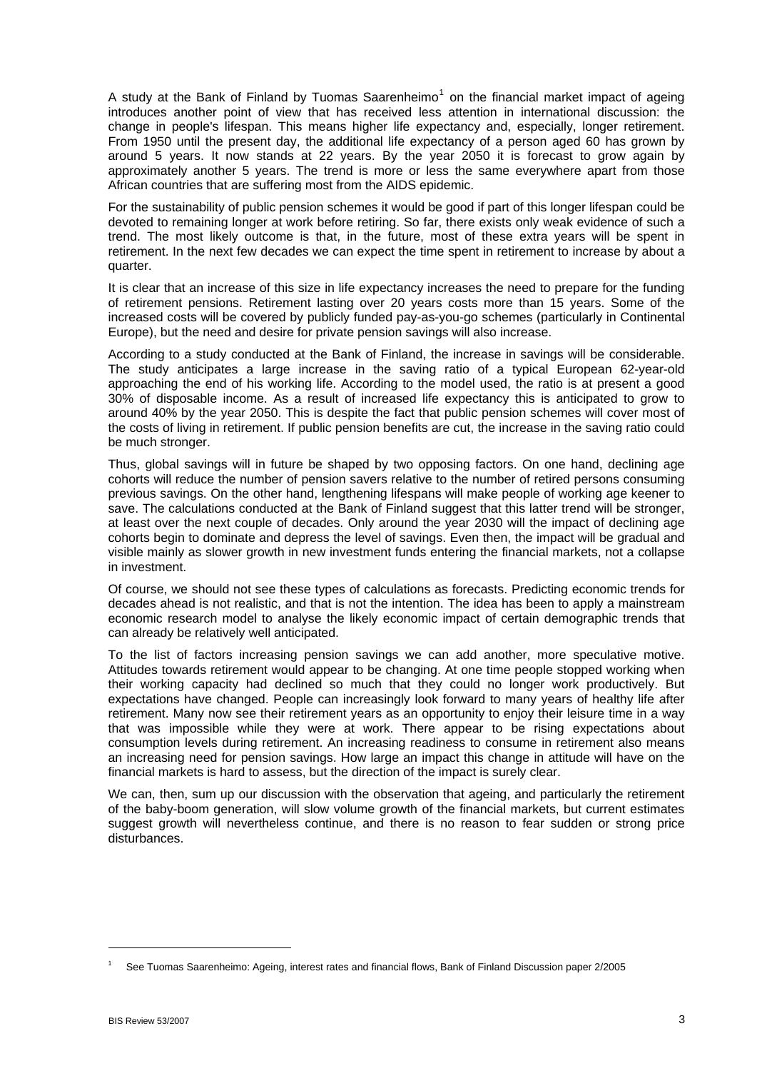A study at the Bank of Finland by Tuomas Saarenheimo[1] on the financial market impact of ageing introduces another point of view that has received less attention in international discussion: the change in people's lifespan. This means higher life expectancy and, especially, longer retirement. From 1950 until the present day, the additional life expectancy of a person aged 60 has grown by around 5 years. It now stands at 22 years. By the year 2050 it is forecast to grow again by approximately another 5 years. The trend is more or less the same everywhere apart from those African countries that are suffering most from the AIDS epidemic.

For the sustainability of public pension schemes it would be good if part of this longer lifespan could be devoted to remaining longer at work before retiring. So far, there exists only weak evidence of such a trend. The most likely outcome is that, in the future, most of these extra years will be spent in retirement. In the next few decades we can expect the time spent in retirement to increase by about a quarter.

It is clear that an increase of this size in life expectancy increases the need to prepare for the funding of retirement pensions. Retirement lasting over 20 years costs more than 15 years. Some of the increased costs will be covered by publicly funded pay-as-you-go schemes (particularly in Continental Europe), but the need and desire for private pension savings will also increase.

According to a study conducted at the Bank of Finland, the increase in savings will be considerable. The study anticipates a large increase in the saving ratio of a typical European 62-year-old approaching the end of his working life. According to the model used, the ratio is at present a good 30% of disposable income. As a result of increased life expectancy this is anticipated to grow to around 40% by the year 2050. This is despite the fact that public pension schemes will cover most of the costs of living in retirement. If public pension benefits are cut, the increase in the saving ratio could be much stronger.

Thus, global savings will in future be shaped by two opposing factors. On one hand, declining age cohorts will reduce the number of pension savers relative to the number of retired persons consuming previous savings. On the other hand, lengthening lifespans will make people of working age keener to save. The calculations conducted at the Bank of Finland suggest that this latter trend will be stronger, at least over the next couple of decades. Only around the year 2030 will the impact of declining age cohorts begin to dominate and depress the level of savings. Even then, the impact will be gradual and visible mainly as slower growth in new investment funds entering the financial markets, not a collapse in investment.

Of course, we should not see these types of calculations as forecasts. Predicting economic trends for decades ahead is not realistic, and that is not the intention. The idea has been to apply a mainstream economic research model to analyse the likely economic impact of certain demographic trends that can already be relatively well anticipated.

To the list of factors increasing pension savings we can add another, more speculative motive. Attitudes towards retirement would appear to be changing. At one time people stopped working when their working capacity had declined so much that they could no longer work productively. But expectations have changed. People can increasingly look forward to many years of healthy life after retirement. Many now see their retirement years as an opportunity to enjoy their leisure time in a way that was impossible while they were at work. There appear to be rising expectations about consumption levels during retirement. An increasing readiness to consume in retirement also means an increasing need for pension savings. How large an impact this change in attitude will have on the financial markets is hard to assess, but the direction of the impact is surely clear.

We can, then, sum up our discussion with the observation that ageing, and particularly the retirement of the baby-boom generation, will slow volume growth of the financial markets, but current estimates suggest growth will nevertheless continue, and there is no reason to fear sudden or strong price disturbances.

[1] See Tuomas Saarenheimo: Ageing, interest rates and financial flows, Bank of Finland Discussion paper 2/2005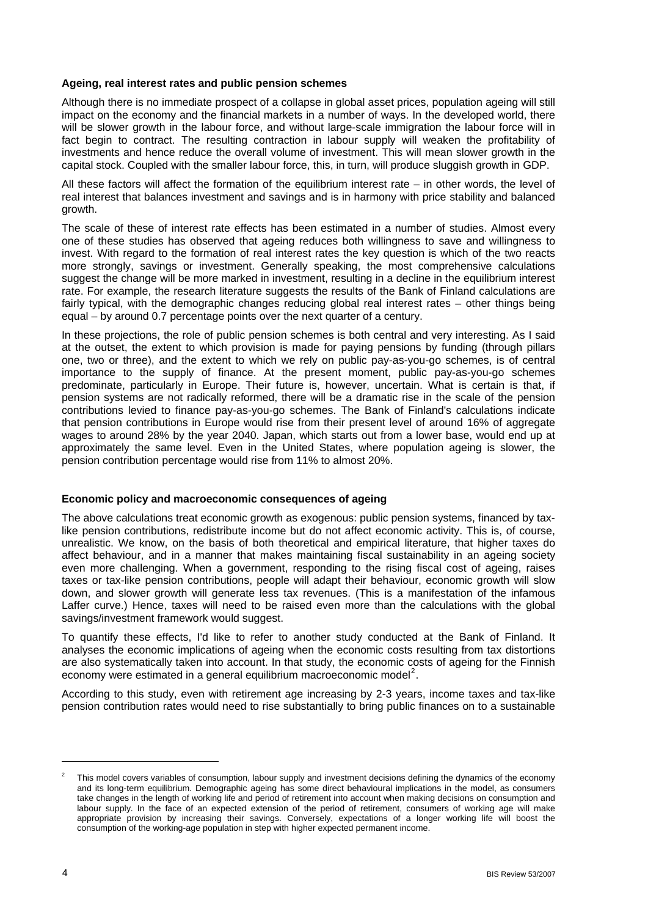**Ageing, real interest rates and public pension schemes**

Although there is no immediate prospect of a collapse in global asset prices, population ageing will still impact on the economy and the financial markets in a number of ways. In the developed world, there will be slower growth in the labour force, and without large-scale immigration the labour force will in fact begin to contract. The resulting contraction in labour supply will weaken the profitability of investments and hence reduce the overall volume of investment. This will mean slower growth in the capital stock. Coupled with the smaller labour force, this, in turn, will produce sluggish growth in GDP.

All these factors will affect the formation of the equilibrium interest rate – in other words, the level of real interest that balances investment and savings and is in harmony with price stability and balanced growth.

The scale of these of interest rate effects has been estimated in a number of studies. Almost every one of these studies has observed that ageing reduces both willingness to save and willingness to invest. With regard to the formation of real interest rates the key question is which of the two reacts more strongly, savings or investment. Generally speaking, the most comprehensive calculations suggest the change will be more marked in investment, resulting in a decline in the equilibrium interest rate. For example, the research literature suggests the results of the Bank of Finland calculations are fairly typical, with the demographic changes reducing global real interest rates – other things being equal – by around 0.7 percentage points over the next quarter of a century.

In these projections, the role of public pension schemes is both central and very interesting. As I said at the outset, the extent to which provision is made for paying pensions by funding (through pillars one, two or three), and the extent to which we rely on public pay-as-you-go schemes, is of central importance to the supply of finance. At the present moment, public pay-as-you-go schemes predominate, particularly in Europe. Their future is, however, uncertain. What is certain is that, if pension systems are not radically reformed, there will be a dramatic rise in the scale of the pension contributions levied to finance pay-as-you-go schemes. The Bank of Finland's calculations indicate that pension contributions in Europe would rise from their present level of around 16% of aggregate wages to around 28% by the year 2040. Japan, which starts out from a lower base, would end up at approximately the same level. Even in the United States, where population ageing is slower, the pension contribution percentage would rise from 11% to almost 20%.

**Economic policy and macroeconomic consequences of ageing**

The above calculations treat economic growth as exogenous: public pension systems, financed by tax-like pension contributions, redistribute income but do not affect economic activity. This is, of course, unrealistic. We know, on the basis of both theoretical and empirical literature, that higher taxes do affect behaviour, and in a manner that makes maintaining fiscal sustainability in an ageing society even more challenging. When a government, responding to the rising fiscal cost of ageing, raises taxes or tax-like pension contributions, people will adapt their behaviour, economic growth will slow down, and slower growth will generate less tax revenues. (This is a manifestation of the infamous Laffer curve.) Hence, taxes will need to be raised even more than the calculations with the global savings/investment framework would suggest.

To quantify these effects, I'd like to refer to another study conducted at the Bank of Finland. It analyses the economic implications of ageing when the economic costs resulting from tax distortions are also systematically taken into account. In that study, the economic costs of ageing for the Finnish economy were estimated in a general equilibrium macroeconomic model[2].

According to this study, even with retirement age increasing by 2-3 years, income taxes and tax-like pension contribution rates would need to rise substantially to bring public finances on to a sustainable

[2] This model covers variables of consumption, labour supply and investment decisions defining the dynamics of the economy and its long-term equilibrium. Demographic ageing has some direct behavioural implications in the model, as consumers take changes in the length of working life and period of retirement into account when making decisions on consumption and labour supply. In the face of an expected extension of the period of retirement, consumers of working age will make appropriate provision by increasing their savings. Conversely, expectations of a longer working life will boost the consumption of the working-age population in step with higher expected permanent income.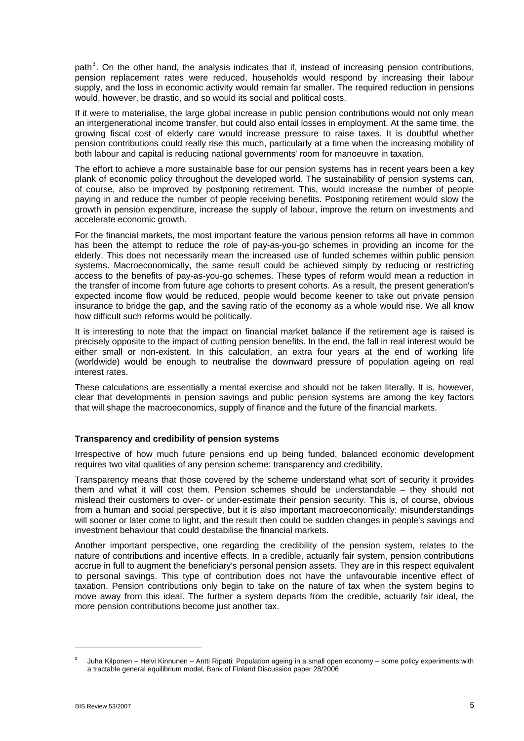path[3]. On the other hand, the analysis indicates that if, instead of increasing pension contributions, pension replacement rates were reduced, households would respond by increasing their labour supply, and the loss in economic activity would remain far smaller. The required reduction in pensions would, however, be drastic, and so would its social and political costs.

If it were to materialise, the large global increase in public pension contributions would not only mean an intergenerational income transfer, but could also entail losses in employment. At the same time, the growing fiscal cost of elderly care would increase pressure to raise taxes. It is doubtful whether pension contributions could really rise this much, particularly at a time when the increasing mobility of both labour and capital is reducing national governments' room for manoeuvre in taxation.

The effort to achieve a more sustainable base for our pension systems has in recent years been a key plank of economic policy throughout the developed world. The sustainability of pension systems can, of course, also be improved by postponing retirement. This, would increase the number of people paying in and reduce the number of people receiving benefits. Postponing retirement would slow the growth in pension expenditure, increase the supply of labour, improve the return on investments and accelerate economic growth.

For the financial markets, the most important feature the various pension reforms all have in common has been the attempt to reduce the role of pay-as-you-go schemes in providing an income for the elderly. This does not necessarily mean the increased use of funded schemes within public pension systems. Macroeconomically, the same result could be achieved simply by reducing or restricting access to the benefits of pay-as-you-go schemes. These types of reform would mean a reduction in the transfer of income from future age cohorts to present cohorts. As a result, the present generation's expected income flow would be reduced, people would become keener to take out private pension insurance to bridge the gap, and the saving ratio of the economy as a whole would rise. We all know how difficult such reforms would be politically.

It is interesting to note that the impact on financial market balance if the retirement age is raised is precisely opposite to the impact of cutting pension benefits. In the end, the fall in real interest would be either small or non-existent. In this calculation, an extra four years at the end of working life (worldwide) would be enough to neutralise the downward pressure of population ageing on real interest rates.

These calculations are essentially a mental exercise and should not be taken literally. It is, however, clear that developments in pension savings and public pension systems are among the key factors that will shape the macroeconomics, supply of finance and the future of the financial markets.

### Transparency and credibility of pension systems

Irrespective of how much future pensions end up being funded, balanced economic development requires two vital qualities of any pension scheme: transparency and credibility.

Transparency means that those covered by the scheme understand what sort of security it provides them and what it will cost them. Pension schemes should be understandable – they should not mislead their customers to over- or under-estimate their pension security. This is, of course, obvious from a human and social perspective, but it is also important macroeconomically: misunderstandings will sooner or later come to light, and the result then could be sudden changes in people's savings and investment behaviour that could destabilise the financial markets.

Another important perspective, one regarding the credibility of the pension system, relates to the nature of contributions and incentive effects. In a credible, actuarially fair system, pension contributions accrue in full to augment the beneficiary's personal pension assets. They are in this respect equivalent to personal savings. This type of contribution does not have the unfavourable incentive effect of taxation. Pension contributions only begin to take on the nature of tax when the system begins to move away from this ideal. The further a system departs from the credible, actuarially fair ideal, the more pension contributions become just another tax.

---

[3] Juha Kilponen – Helvi Kinnunen – Antti Ripatti: Population ageing in a small open economy – some policy experiments with a tractable general equilibrium model, Bank of Finland Discussion paper 28/2006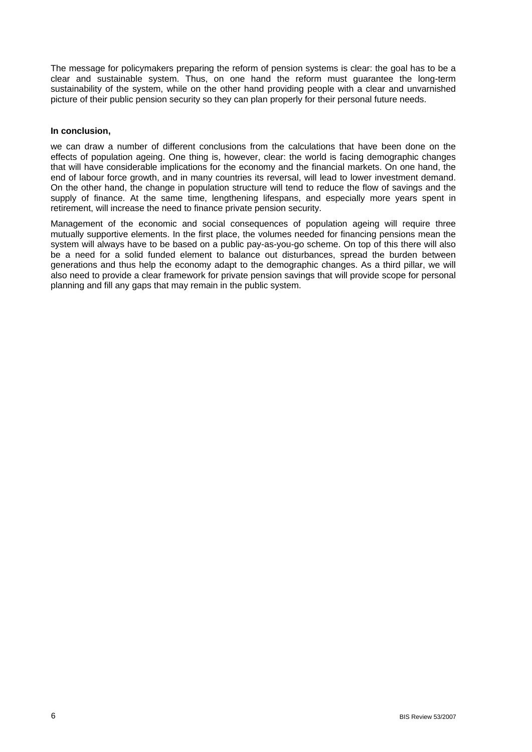The message for policymakers preparing the reform of pension systems is clear: the goal has to be a clear and sustainable system. Thus, on one hand the reform must guarantee the long-term sustainability of the system, while on the other hand providing people with a clear and unvarnished picture of their public pension security so they can plan properly for their personal future needs.

**In conclusion,**

we can draw a number of different conclusions from the calculations that have been done on the effects of population ageing. One thing is, however, clear: the world is facing demographic changes that will have considerable implications for the economy and the financial markets. On one hand, the end of labour force growth, and in many countries its reversal, will lead to lower investment demand. On the other hand, the change in population structure will tend to reduce the flow of savings and the supply of finance. At the same time, lengthening lifespans, and especially more years spent in retirement, will increase the need to finance private pension security.

Management of the economic and social consequences of population ageing will require three mutually supportive elements. In the first place, the volumes needed for financing pensions mean the system will always have to be based on a public pay-as-you-go scheme. On top of this there will also be a need for a solid funded element to balance out disturbances, spread the burden between generations and thus help the economy adapt to the demographic changes. As a third pillar, we will also need to provide a clear framework for private pension savings that will provide scope for personal planning and fill any gaps that may remain in the public system.